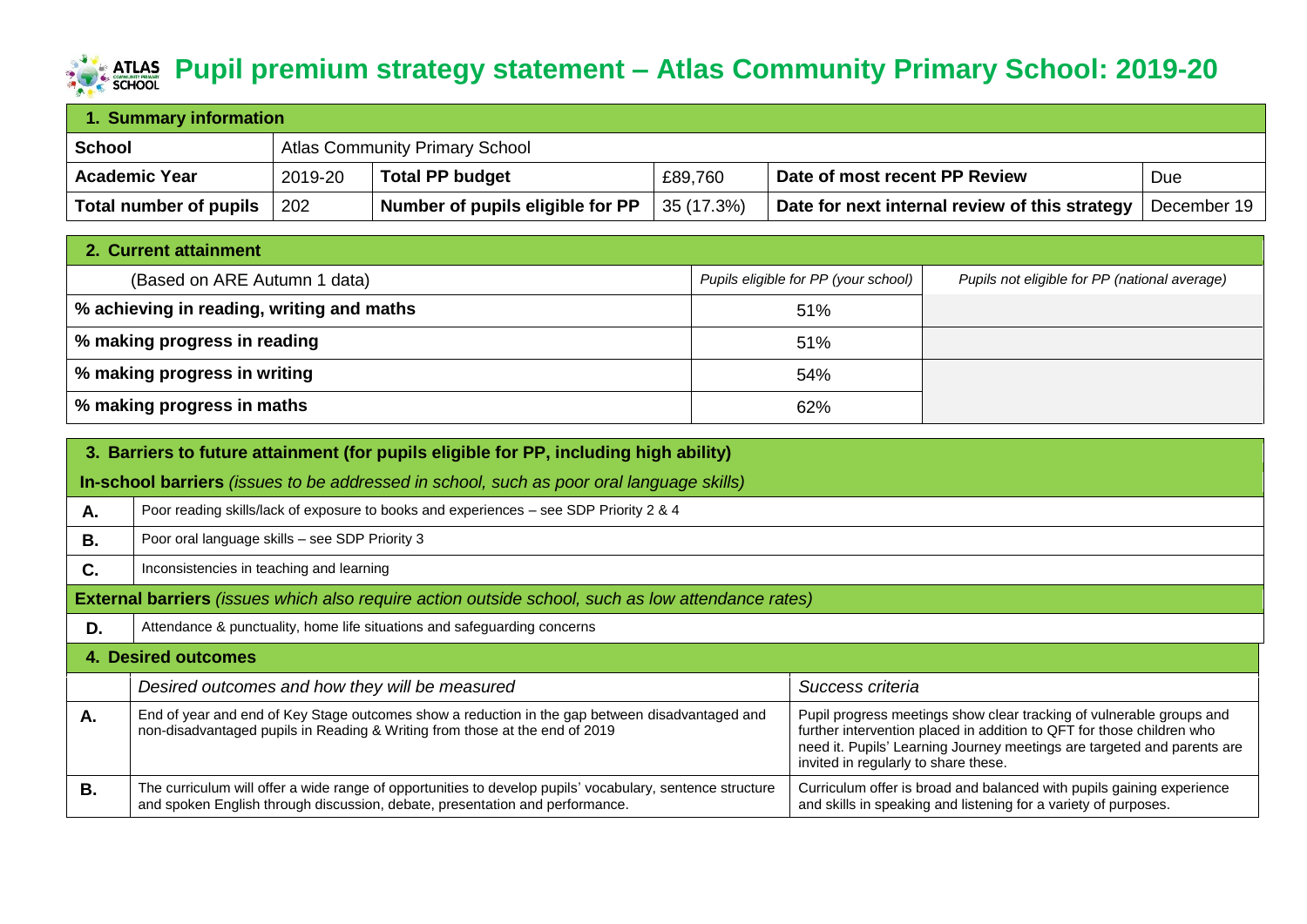# Pupil premium strategy statement – Atlas Community Primary School: 2019-20

| **1. Summary information** | | | | | |
|---|---|---|---|---|---|
| **School** | Atlas Community Primary School | | | | |
| **Academic Year** | 2019-20 | **Total PP budget** | £89,760 | **Date of most recent PP Review** | Due |
| **Total number of pupils** | 202 | **Number of pupils eligible for PP** | 35 (17.3%) | **Date for next internal review of this strategy** | December 19 |

| **2. Current attainment** | | |
|---|---|---|
| (Based on ARE Autumn 1 data) | *Pupils eligible for PP (your school)* | *Pupils not eligible for PP (national average)* |
| **% achieving in reading, writing and maths** | 51% | |
| **% making progress in reading** | 51% | |
| **% making progress in writing** | 54% | |
| **% making progress in maths** | 62% | |

| **3. Barriers to future attainment (for pupils eligible for PP, including high ability)** | |
|---|---|
| **In-school barriers** *(issues to be addressed in school, such as poor oral language skills)* | |
| **A.** | Poor reading skills/lack of exposure to books and experiences – see SDP Priority 2 & 4 |
| **B.** | Poor oral language skills – see SDP Priority 3 |
| **C.** | Inconsistencies in teaching and learning |
| **External barriers** *(issues which also require action outside school, such as low attendance rates)* | |
| **D.** | Attendance & punctuality, home life situations and safeguarding concerns |

| **4. Desired outcomes** | | |
|---|---|---|
| | *Desired outcomes and how they will be measured* | *Success criteria* |
| **A.** | End of year and end of Key Stage outcomes show a reduction in the gap between disadvantaged and non-disadvantaged pupils in Reading & Writing from those at the end of 2019 | Pupil progress meetings show clear tracking of vulnerable groups and further intervention placed in addition to QFT for those children who need it. Pupils' Learning Journey meetings are targeted and parents are invited in regularly to share these. |
| **B.** | The curriculum will offer a wide range of opportunities to develop pupils' vocabulary, sentence structure and spoken English through discussion, debate, presentation and performance. | Curriculum offer is broad and balanced with pupils gaining experience and skills in speaking and listening for a variety of purposes. |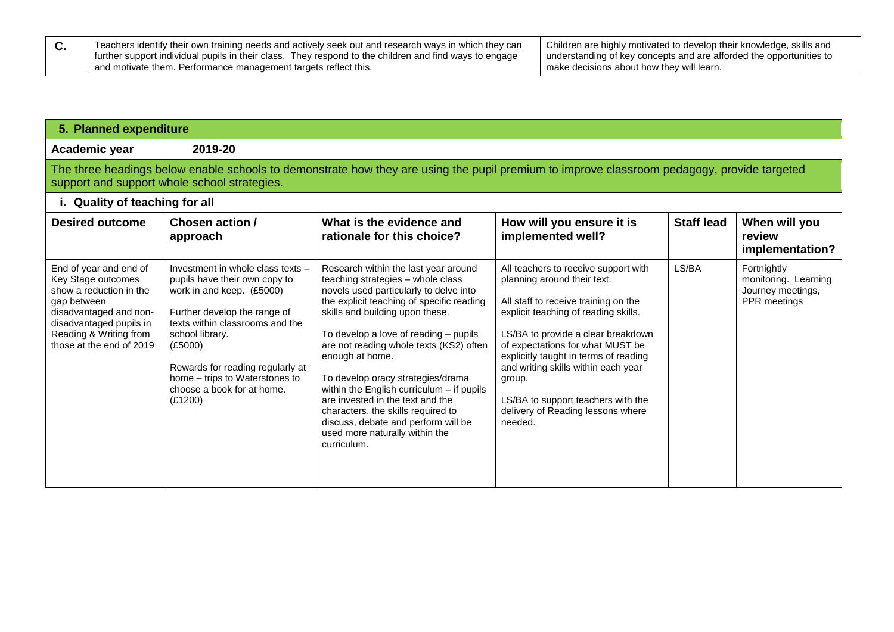| C. | Teachers identify their own training needs and actively seek out and research ways in which they can further support individual pupils in their class. They respond to the children and find ways to engage and motivate them. Performance management targets reflect this. | Children are highly motivated to develop their knowledge, skills and understanding of key concepts and are afforded the opportunities to make decisions about how they will learn. |
|---|---|---|

## 5. Planned expenditure

**Academic year** 2019-20

The three headings below enable schools to demonstrate how they are using the pupil premium to improve classroom pedagogy, provide targeted support and support whole school strategies.

### i. Quality of teaching for all

| Desired outcome | Chosen action / approach | What is the evidence and rationale for this choice? | How will you ensure it is implemented well? | Staff lead | When will you review implementation? |
|---|---|---|---|---|---|
| End of year and end of Key Stage outcomes show a reduction in the gap between disadvantaged and non-disadvantaged pupils in Reading & Writing from those at the end of 2019 | Investment in whole class texts – pupils have their own copy to work in and keep. (£5000)<br><br>Further develop the range of texts within classrooms and the school library. (£5000)<br><br>Rewards for reading regularly at home – trips to Waterstones to choose a book for at home. (£1200) | Research within the last year around teaching strategies – whole class novels used particularly to delve into the explicit teaching of specific reading skills and building upon these.<br><br>To develop a love of reading – pupils are not reading whole texts (KS2) often enough at home.<br><br>To develop oracy strategies/drama within the English curriculum – if pupils are invested in the text and the characters, the skills required to discuss, debate and perform will be used more naturally within the curriculum. | All teachers to receive support with planning around their text.<br><br>All staff to receive training on the explicit teaching of reading skills.<br><br>LS/BA to provide a clear breakdown of expectations for what MUST be explicitly taught in terms of reading and writing skills within each year group.<br><br>LS/BA to support teachers with the delivery of Reading lessons where needed. | LS/BA | Fortnightly monitoring. Learning Journey meetings, PPR meetings |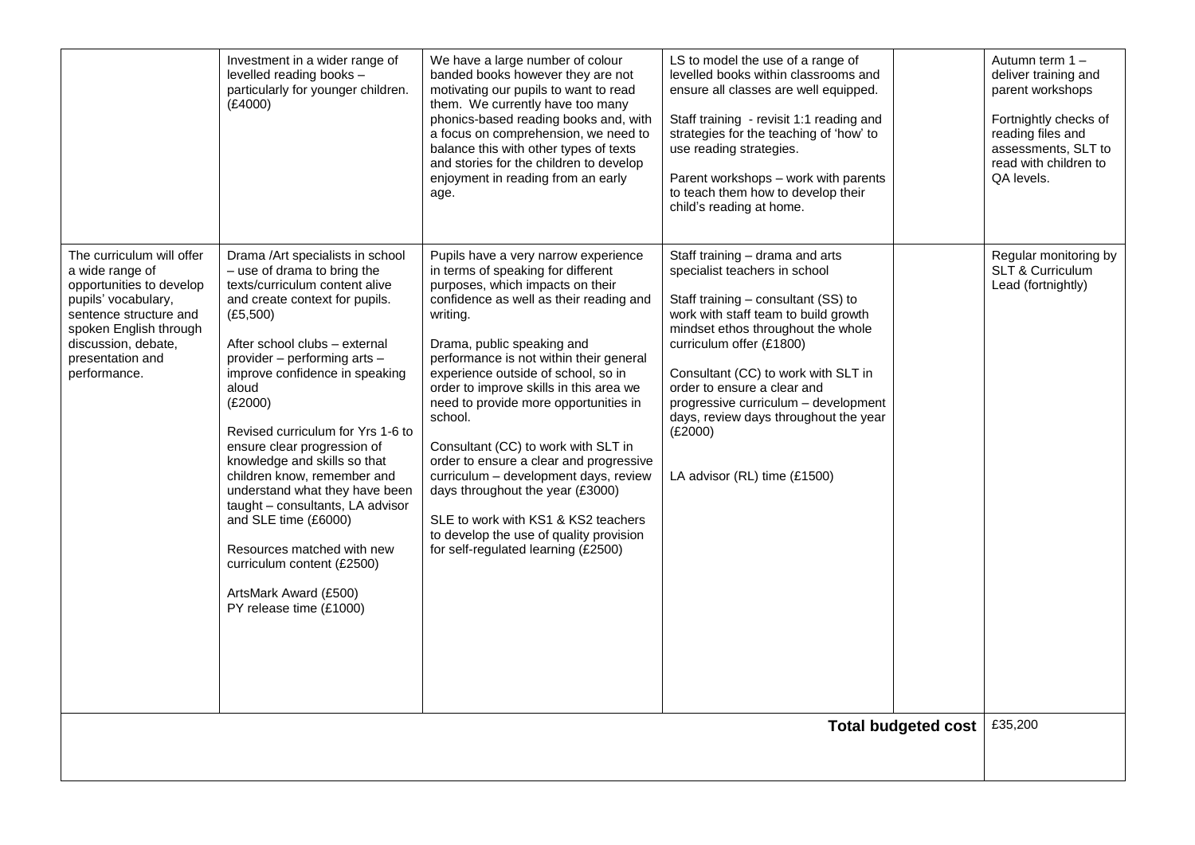| | | | | | |
|---|---|---|---|---|---|
| | Investment in a wider range of levelled reading books – particularly for younger children. (£4000) | We have a large number of colour banded books however they are not motivating our pupils to want to read them. We currently have too many phonics-based reading books and, with a focus on comprehension, we need to balance this with other types of texts and stories for the children to develop enjoyment in reading from an early age. | LS to model the use of a range of levelled books within classrooms and ensure all classes are well equipped.<br><br>Staff training - revisit 1:1 reading and strategies for the teaching of 'how' to use reading strategies.<br><br>Parent workshops – work with parents to teach them how to develop their child's reading at home. | | Autumn term 1 – deliver training and parent workshops<br><br>Fortnightly checks of reading files and assessments, SLT to read with children to QA levels. |
| The curriculum will offer a wide range of opportunities to develop pupils' vocabulary, sentence structure and spoken English through discussion, debate, presentation and performance. | Drama /Art specialists in school – use of drama to bring the texts/curriculum content alive and create context for pupils. (£5,500)<br><br>After school clubs – external provider – performing arts – improve confidence in speaking aloud (£2000)<br><br>Revised curriculum for Yrs 1-6 to ensure clear progression of knowledge and skills so that children know, remember and understand what they have been taught – consultants, LA advisor and SLE time (£6000)<br><br>Resources matched with new curriculum content (£2500)<br><br>ArtsMark Award (£500)<br>PY release time (£1000) | Pupils have a very narrow experience in terms of speaking for different purposes, which impacts on their confidence as well as their reading and writing.<br><br>Drama, public speaking and performance is not within their general experience outside of school, so in order to improve skills in this area we need to provide more opportunities in school.<br><br>Consultant (CC) to work with SLT in order to ensure a clear and progressive curriculum – development days, review days throughout the year (£3000)<br><br>SLE to work with KS1 & KS2 teachers to develop the use of quality provision for self-regulated learning (£2500) | Staff training – drama and arts specialist teachers in school<br><br>Staff training – consultant (SS) to work with staff team to build growth mindset ethos throughout the whole curriculum offer (£1800)<br><br>Consultant (CC) to work with SLT in order to ensure a clear and progressive curriculum – development days, review days throughout the year (£2000)<br><br>LA advisor (RL) time (£1500) | | Regular monitoring by SLT & Curriculum Lead (fortnightly) |
| | | | | **Total budgeted cost** | £35,200 |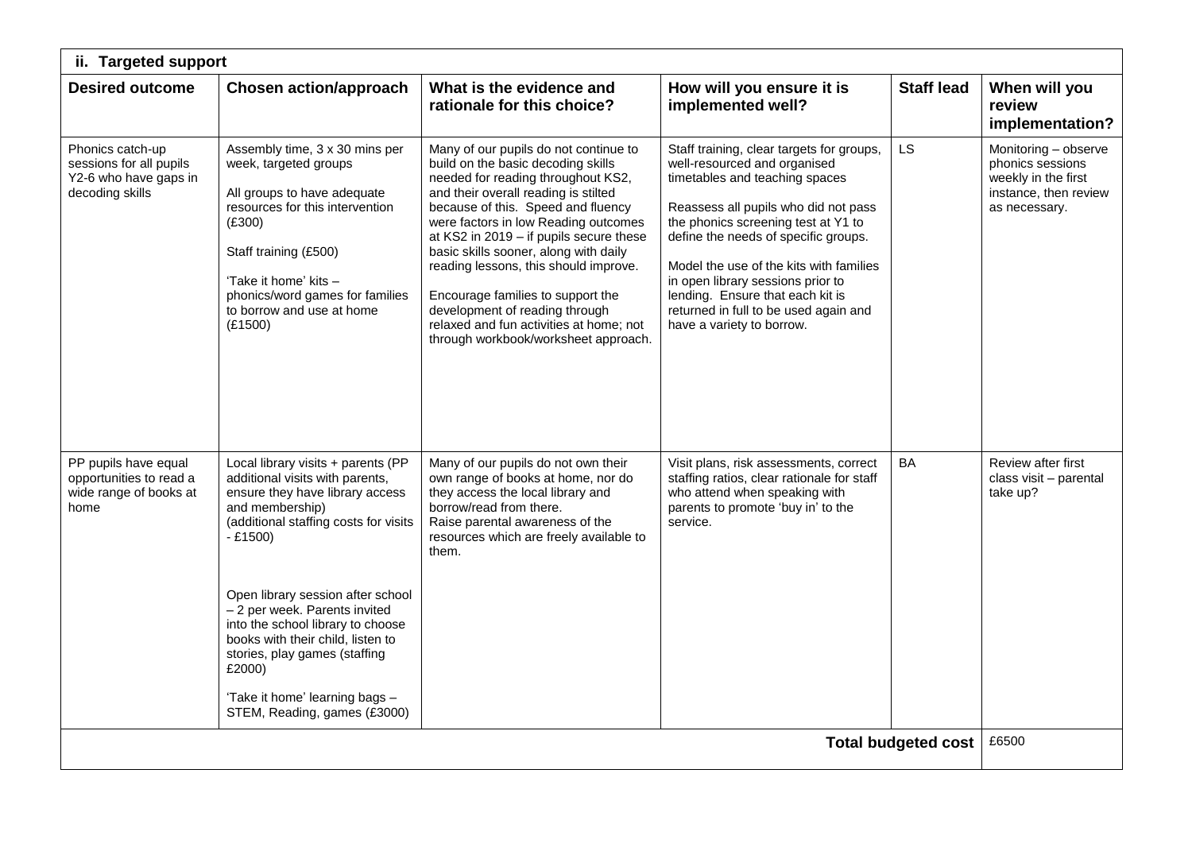| ii. Targeted support | | | | | |
|---|---|---|---|---|---|
| **Desired outcome** | **Chosen action/approach** | **What is the evidence and rationale for this choice?** | **How will you ensure it is implemented well?** | **Staff lead** | **When will you review implementation?** |
| Phonics catch-up sessions for all pupils Y2-6 who have gaps in decoding skills | Assembly time, 3 x 30 mins per week, targeted groups<br><br>All groups to have adequate resources for this intervention (£300)<br><br>Staff training (£500)<br><br>'Take it home' kits – phonics/word games for families to borrow and use at home (£1500) | Many of our pupils do not continue to build on the basic decoding skills needed for reading throughout KS2, and their overall reading is stilted because of this. Speed and fluency were factors in low Reading outcomes at KS2 in 2019 – if pupils secure these basic skills sooner, along with daily reading lessons, this should improve.<br><br>Encourage families to support the development of reading through relaxed and fun activities at home; not through workbook/worksheet approach. | Staff training, clear targets for groups, well-resourced and organised timetables and teaching spaces<br><br>Reassess all pupils who did not pass the phonics screening test at Y1 to define the needs of specific groups.<br><br>Model the use of the kits with families in open library sessions prior to lending. Ensure that each kit is returned in full to be used again and have a variety to borrow. | LS | Monitoring – observe phonics sessions weekly in the first instance, then review as necessary. |
| PP pupils have equal opportunities to read a wide range of books at home | Local library visits + parents (PP additional visits with parents, ensure they have library access and membership)<br>(additional staffing costs for visits - £1500)<br><br>Open library session after school – 2 per week. Parents invited into the school library to choose books with their child, listen to stories, play games (staffing £2000)<br><br>'Take it home' learning bags – STEM, Reading, games (£3000) | Many of our pupils do not own their own range of books at home, nor do they access the local library and borrow/read from there.<br>Raise parental awareness of the resources which are freely available to them. | Visit plans, risk assessments, correct staffing ratios, clear rationale for staff who attend when speaking with parents to promote 'buy in' to the service. | BA | Review after first class visit – parental take up? |
| | | | | **Total budgeted cost** | £6500 |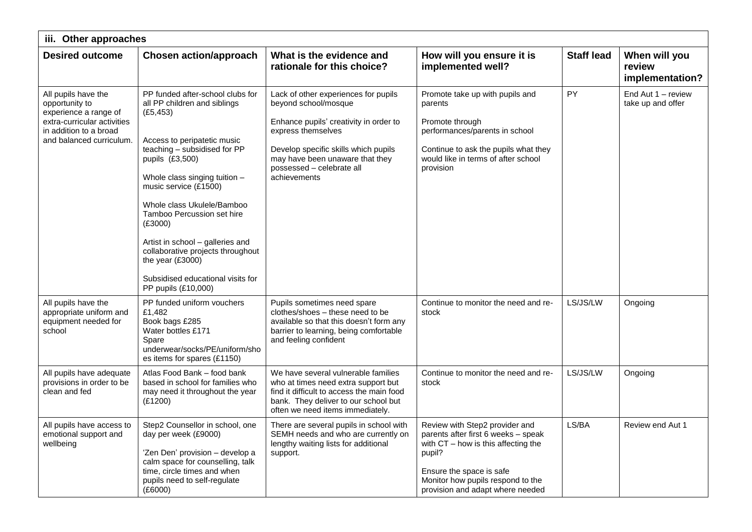| iii. Other approaches | | | | | |
|---|---|---|---|---|---|
| **Desired outcome** | **Chosen action/approach** | **What is the evidence and rationale for this choice?** | **How will you ensure it is implemented well?** | **Staff lead** | **When will you review implementation?** |
| All pupils have the opportunity to experience a range of extra-curricular activities in addition to a broad and balanced curriculum. | PP funded after-school clubs for all PP children and siblings (£5,453)<br><br>Access to peripatetic music teaching – subsidised for PP pupils (£3,500)<br><br>Whole class singing tuition – music service (£1500)<br><br>Whole class Ukulele/Bamboo Tamboo Percussion set hire (£3000)<br><br>Artist in school – galleries and collaborative projects throughout the year (£3000)<br><br>Subsidised educational visits for PP pupils (£10,000) | Lack of other experiences for pupils beyond school/mosque<br><br>Enhance pupils' creativity in order to express themselves<br><br>Develop specific skills which pupils may have been unaware that they possessed – celebrate all achievements | Promote take up with pupils and parents<br><br>Promote through performances/parents in school<br><br>Continue to ask the pupils what they would like in terms of after school provision | PY | End Aut 1 – review take up and offer |
| All pupils have the appropriate uniform and equipment needed for school | PP funded uniform vouchers £1,482<br>Book bags £285<br>Water bottles £171<br>Spare underwear/socks/PE/uniform/shoes items for spares (£1150) | Pupils sometimes need spare clothes/shoes – these need to be available so that this doesn't form any barrier to learning, being comfortable and feeling confident | Continue to monitor the need and re-stock | LS/JS/LW | Ongoing |
| All pupils have adequate provisions in order to be clean and fed | Atlas Food Bank – food bank based in school for families who may need it throughout the year (£1200) | We have several vulnerable families who at times need extra support but find it difficult to access the main food bank. They deliver to our school but often we need items immediately. | Continue to monitor the need and re-stock | LS/JS/LW | Ongoing |
| All pupils have access to emotional support and wellbeing | Step2 Counsellor in school, one day per week (£9000)<br><br>'Zen Den' provision – develop a calm space for counselling, talk time, circle times and when pupils need to self-regulate (£6000) | There are several pupils in school with SEMH needs and who are currently on lengthy waiting lists for additional support. | Review with Step2 provider and parents after first 6 weeks – speak with CT – how is this affecting the pupil?<br><br>Ensure the space is safe<br>Monitor how pupils respond to the provision and adapt where needed | LS/BA | Review end Aut 1 |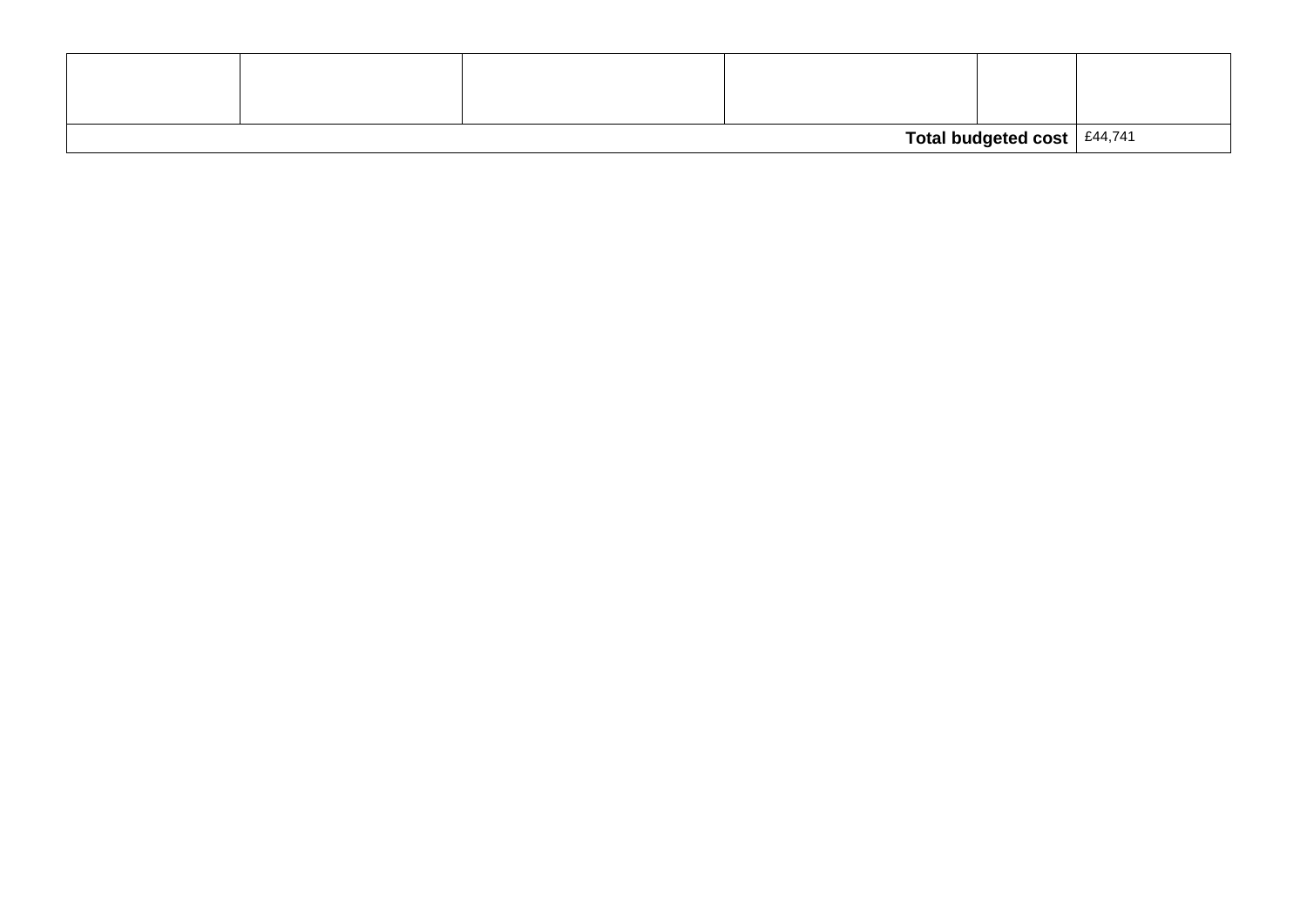| | | | | | |
|---|---|---|---|---|---|
| | | | | | |
| | | | | **Total budgeted cost** | £44,741 |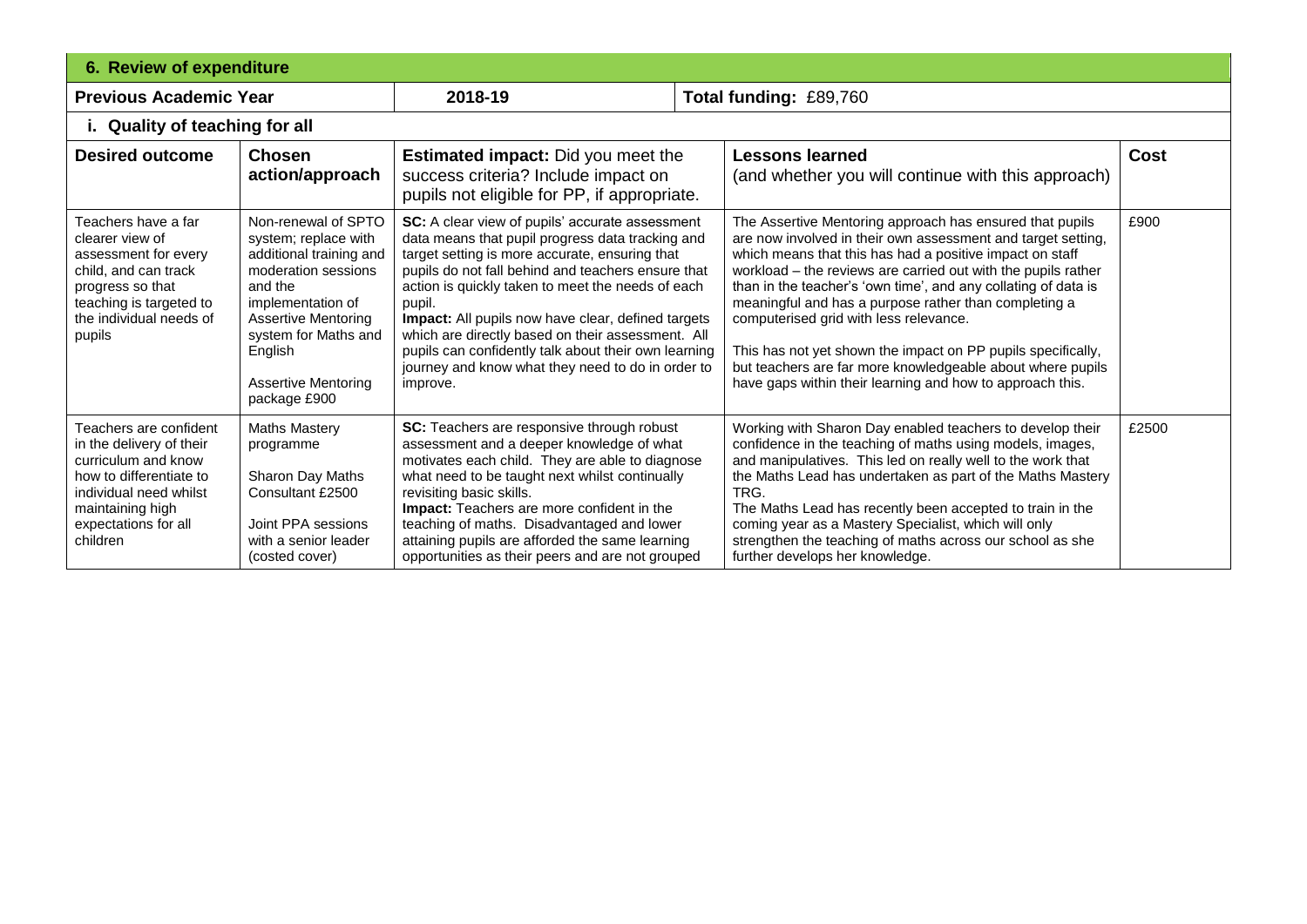## 6. Review of expenditure

| Previous Academic Year | 2018-19 | Total funding: £89,760 |
|---|---|---|

### i. Quality of teaching for all

| Desired outcome | Chosen action/approach | Estimated impact: Did you meet the success criteria? Include impact on pupils not eligible for PP, if appropriate. | Lessons learned (and whether you will continue with this approach) | Cost |
|---|---|---|---|---|
| Teachers have a far clearer view of assessment for every child, and can track progress so that teaching is targeted to the individual needs of pupils | Non-renewal of SPTO system; replace with additional training and moderation sessions and the implementation of Assertive Mentoring system for Maths and English<br><br>Assertive Mentoring package £900 | **SC:** A clear view of pupils' accurate assessment data means that pupil progress data tracking and target setting is more accurate, ensuring that pupils do not fall behind and teachers ensure that action is quickly taken to meet the needs of each pupil.<br>**Impact:** All pupils now have clear, defined targets which are directly based on their assessment. All pupils can confidently talk about their own learning journey and know what they need to do in order to improve. | The Assertive Mentoring approach has ensured that pupils are now involved in their own assessment and target setting, which means that this has had a positive impact on staff workload – the reviews are carried out with the pupils rather than in the teacher's 'own time', and any collating of data is meaningful and has a purpose rather than completing a computerised grid with less relevance.<br><br>This has not yet shown the impact on PP pupils specifically, but teachers are far more knowledgeable about where pupils have gaps within their learning and how to approach this. | £900 |
| Teachers are confident in the delivery of their curriculum and know how to differentiate to individual need whilst maintaining high expectations for all children | Maths Mastery programme<br><br>Sharon Day Maths Consultant £2500<br><br>Joint PPA sessions with a senior leader (costed cover) | **SC:** Teachers are responsive through robust assessment and a deeper knowledge of what motivates each child. They are able to diagnose what need to be taught next whilst continually revisiting basic skills.<br>**Impact:** Teachers are more confident in the teaching of maths. Disadvantaged and lower attaining pupils are afforded the same learning opportunities as their peers and are not grouped | Working with Sharon Day enabled teachers to develop their confidence in the teaching of maths using models, images, and manipulatives. This led on really well to the work that the Maths Lead has undertaken as part of the Maths Mastery TRG.<br>The Maths Lead has recently been accepted to train in the coming year as a Mastery Specialist, which will only strengthen the teaching of maths across our school as she further develops her knowledge. | £2500 |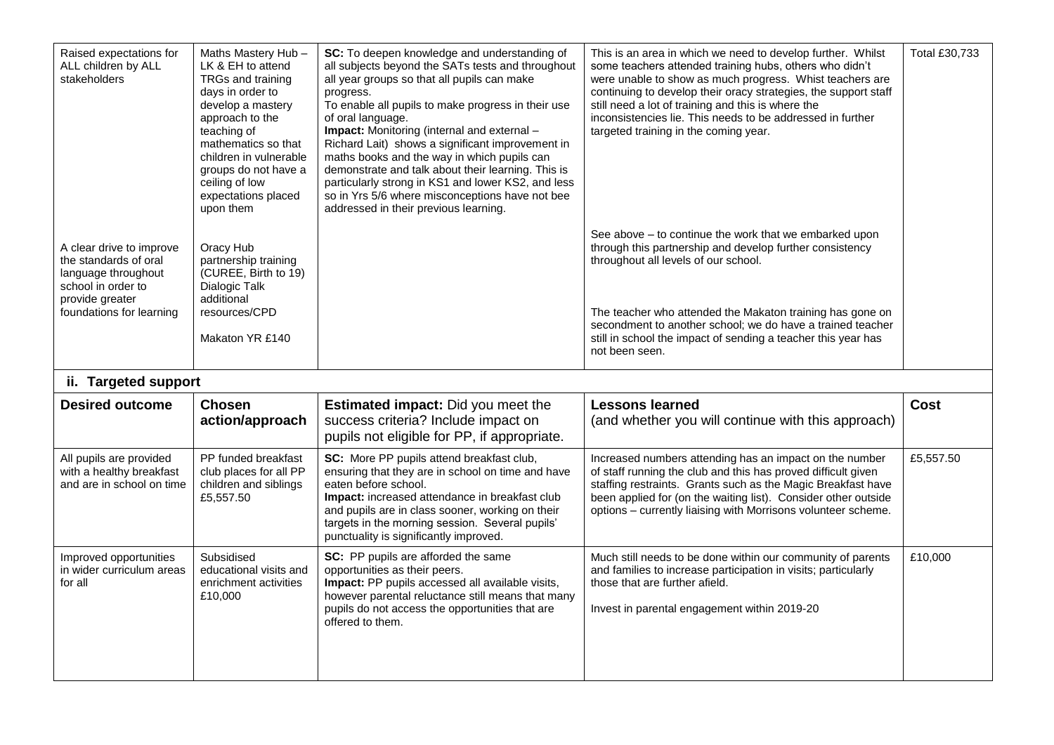| | | | | |
|---|---|---|---|---|
| Raised expectations for ALL children by ALL stakeholders | Maths Mastery Hub – LK & EH to attend TRGs and training days in order to develop a mastery approach to the teaching of mathematics so that children in vulnerable groups do not have a ceiling of low expectations placed upon them | **SC:** To deepen knowledge and understanding of all subjects beyond the SATs tests and throughout all year groups so that all pupils can make progress.<br>To enable all pupils to make progress in their use of oral language.<br>**Impact:** Monitoring (internal and external – Richard Lait) shows a significant improvement in maths books and the way in which pupils can demonstrate and talk about their learning. This is particularly strong in KS1 and lower KS2, and less so in Yrs 5/6 where misconceptions have not bee addressed in their previous learning. | This is an area in which we need to develop further. Whilst some teachers attended training hubs, others who didn't were unable to show as much progress. Whist teachers are continuing to develop their oracy strategies, the support staff still need a lot of training and this is where the inconsistencies lie. This needs to be addressed in further targeted training in the coming year. | Total £30,733 |
| A clear drive to improve the standards of oral language throughout school in order to provide greater foundations for learning | Oracy Hub partnership training (CUREE, Birth to 19) Dialogic Talk additional resources/CPD<br><br>Makaton YR £140 | | See above – to continue the work that we embarked upon through this partnership and develop further consistency throughout all levels of our school.<br><br>The teacher who attended the Makaton training has gone on secondment to another school; we do have a trained teacher still in school the impact of sending a teacher this year has not been seen. | |

## ii. Targeted support

| Desired outcome | Chosen action/approach | Estimated impact: Did you meet the success criteria? Include impact on pupils not eligible for PP, if appropriate. | Lessons learned (and whether you will continue with this approach) | Cost |
|---|---|---|---|---|
| All pupils are provided with a healthy breakfast and are in school on time | PP funded breakfast club places for all PP children and siblings £5,557.50 | **SC:** More PP pupils attend breakfast club, ensuring that they are in school on time and have eaten before school.<br>**Impact:** increased attendance in breakfast club and pupils are in class sooner, working on their targets in the morning session. Several pupils' punctuality is significantly improved. | Increased numbers attending has an impact on the number of staff running the club and this has proved difficult given staffing restraints. Grants such as the Magic Breakfast have been applied for (on the waiting list). Consider other outside options – currently liaising with Morrisons volunteer scheme. | £5,557.50 |
| Improved opportunities in wider curriculum areas for all | Subsidised educational visits and enrichment activities £10,000 | **SC:** PP pupils are afforded the same opportunities as their peers.<br>**Impact:** PP pupils accessed all available visits, however parental reluctance still means that many pupils do not access the opportunities that are offered to them. | Much still needs to be done within our community of parents and families to increase participation in visits; particularly those that are further afield.<br><br>Invest in parental engagement within 2019-20 | £10,000 |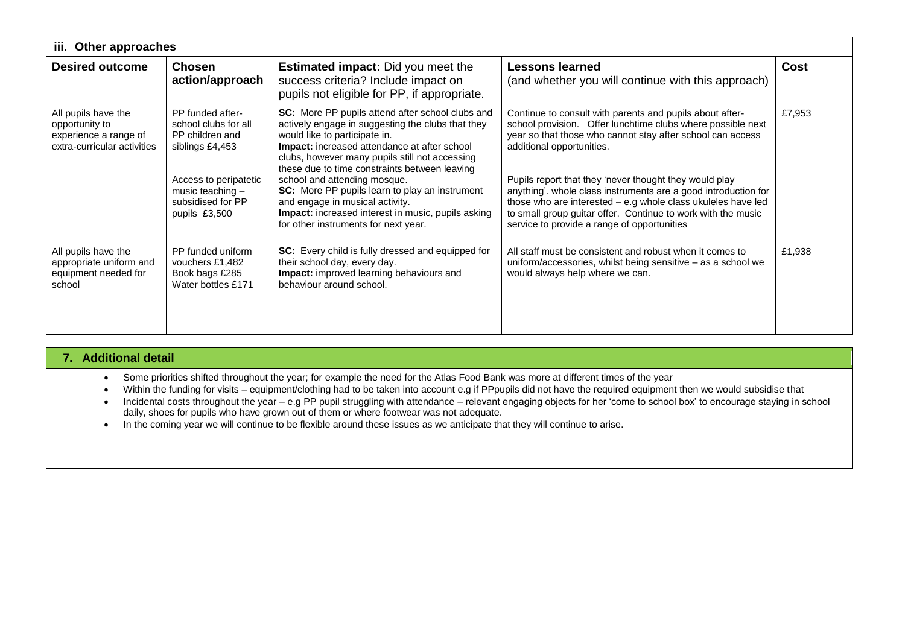| iii. Other approaches | | | | |
|---|---|---|---|---|
| **Desired outcome** | **Chosen action/approach** | **Estimated impact:** Did you meet the success criteria? Include impact on pupils not eligible for PP, if appropriate. | **Lessons learned** (and whether you will continue with this approach) | **Cost** |
| All pupils have the opportunity to experience a range of extra-curricular activities | PP funded after-school clubs for all PP children and siblings £4,453<br><br>Access to peripatetic music teaching – subsidised for PP pupils £3,500 | **SC:** More PP pupils attend after school clubs and actively engage in suggesting the clubs that they would like to participate in.<br>**Impact:** increased attendance at after school clubs, however many pupils still not accessing these due to time constraints between leaving school and attending mosque.<br>**SC:** More PP pupils learn to play an instrument and engage in musical activity.<br>**Impact:** increased interest in music, pupils asking for other instruments for next year. | Continue to consult with parents and pupils about after-school provision. Offer lunchtime clubs where possible next year so that those who cannot stay after school can access additional opportunities.<br><br>Pupils report that they 'never thought they would play anything'. whole class instruments are a good introduction for those who are interested – e.g whole class ukuleles have led to small group guitar offer. Continue to work with the music service to provide a range of opportunities | £7,953 |
| All pupils have the appropriate uniform and equipment needed for school | PP funded uniform vouchers £1,482<br>Book bags £285<br>Water bottles £171 | **SC:** Every child is fully dressed and equipped for their school day, every day.<br>**Impact:** improved learning behaviours and behaviour around school. | All staff must be consistent and robust when it comes to uniform/accessories, whilst being sensitive – as a school we would always help where we can. | £1,938 |

## 7. Additional detail

- Some priorities shifted throughout the year; for example the need for the Atlas Food Bank was more at different times of the year
- Within the funding for visits – equipment/clothing had to be taken into account e.g if PPpupils did not have the required equipment then we would subsidise that
- Incidental costs throughout the year – e.g PP pupil struggling with attendance – relevant engaging objects for her 'come to school box' to encourage staying in school daily, shoes for pupils who have grown out of them or where footwear was not adequate.
- In the coming year we will continue to be flexible around these issues as we anticipate that they will continue to arise.